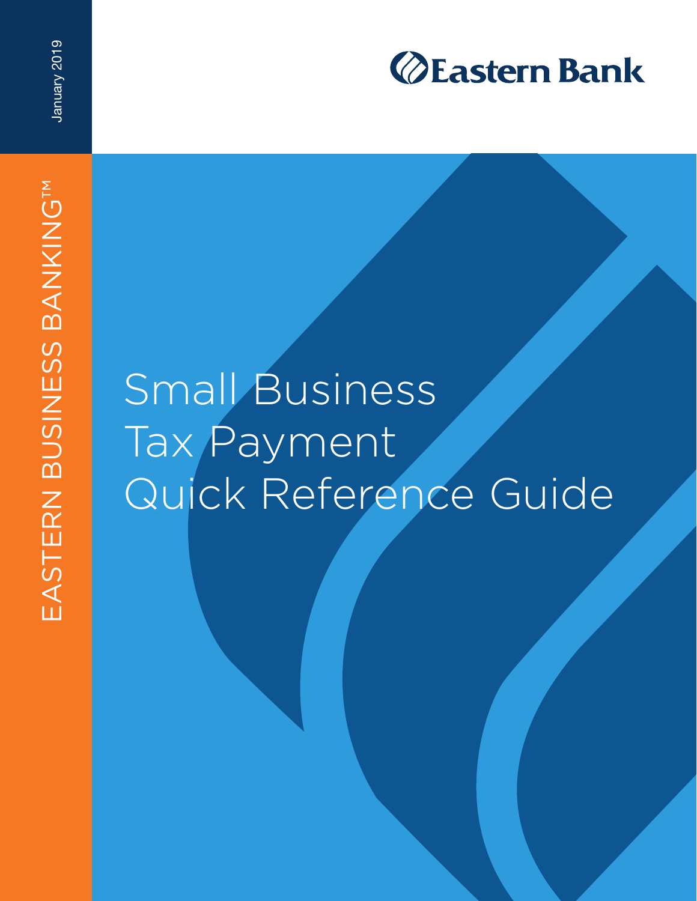Eastern Bank

January 2019

EASTERN BUSINESS BANKING™

# Small Business Tax Payment Quick Reference Guide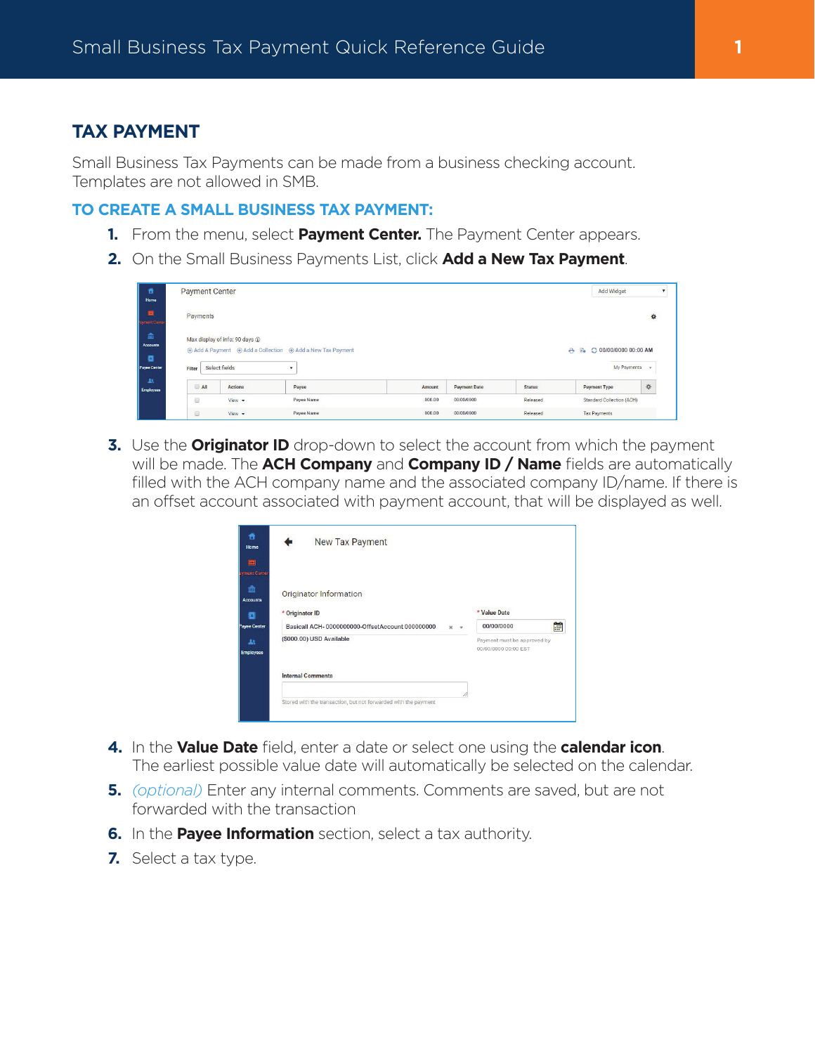## TAX PAYMENT

Small Business Tax Payments can be made from a business checking account. Templates are not allowed in SMB.

### TO CREATE A SMALL BUSINESS TAX PAYMENT:

1. From the menu, select **Payment Center.** The Payment Center appears.
2. On the Small Business Payments List, click **Add a New Tax Payment**.
3. Use the **Originator ID** drop-down to select the account from which the payment will be made. The **ACH Company** and **Company ID / Name** fields are automatically filled with the ACH company name and the associated company ID/name. If there is an offset account associated with payment account, that will be displayed as well.
4. In the **Value Date** field, enter a date or select one using the **calendar icon**. The earliest possible value date will automatically be selected on the calendar.
5. *(optional)* Enter any internal comments. Comments are saved, but are not forwarded with the transaction
6. In the **Payee Information** section, select a tax authority.
7. Select a tax type.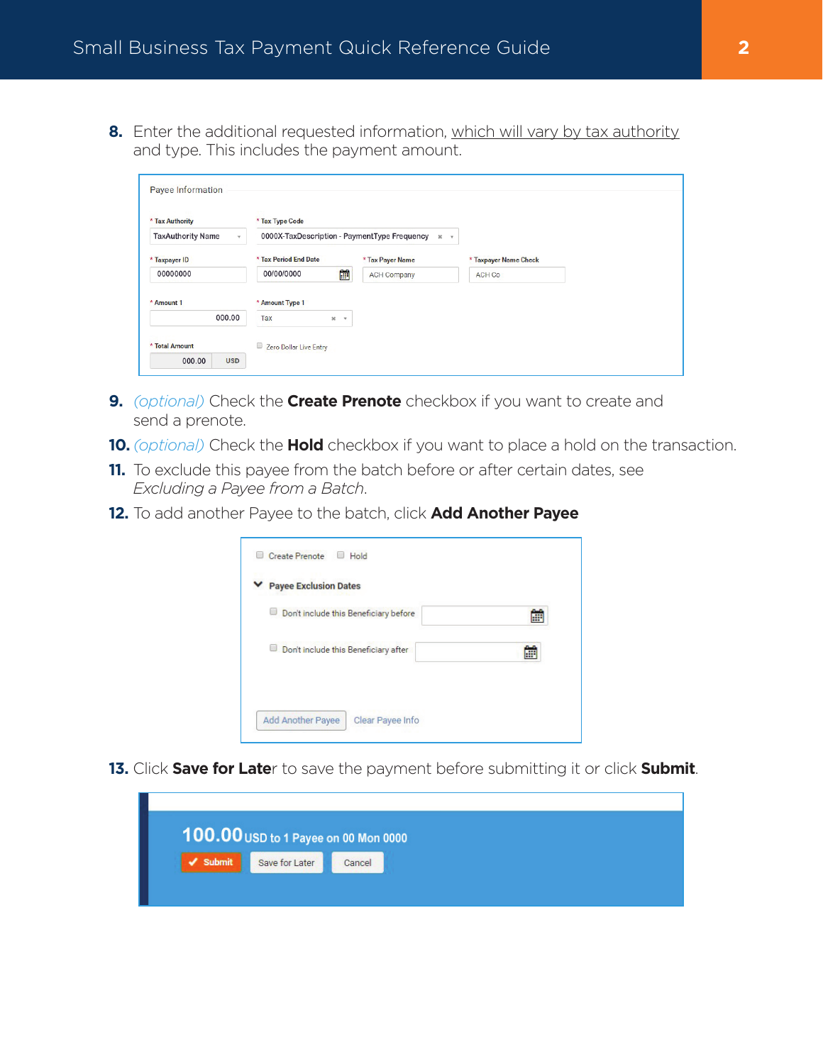8. Enter the additional requested information, which will vary by tax authority and type. This includes the payment amount.

9. *(optional)* Check the **Create Prenote** checkbox if you want to create and send a prenote.

10. *(optional)* Check the **Hold** checkbox if you want to place a hold on the transaction.

11. To exclude this payee from the batch before or after certain dates, see *Excluding a Payee from a Batch*.

12. To add another Payee to the batch, click **Add Another Payee**

13. Click **Save for Later** to save the payment before submitting it or click **Submit**.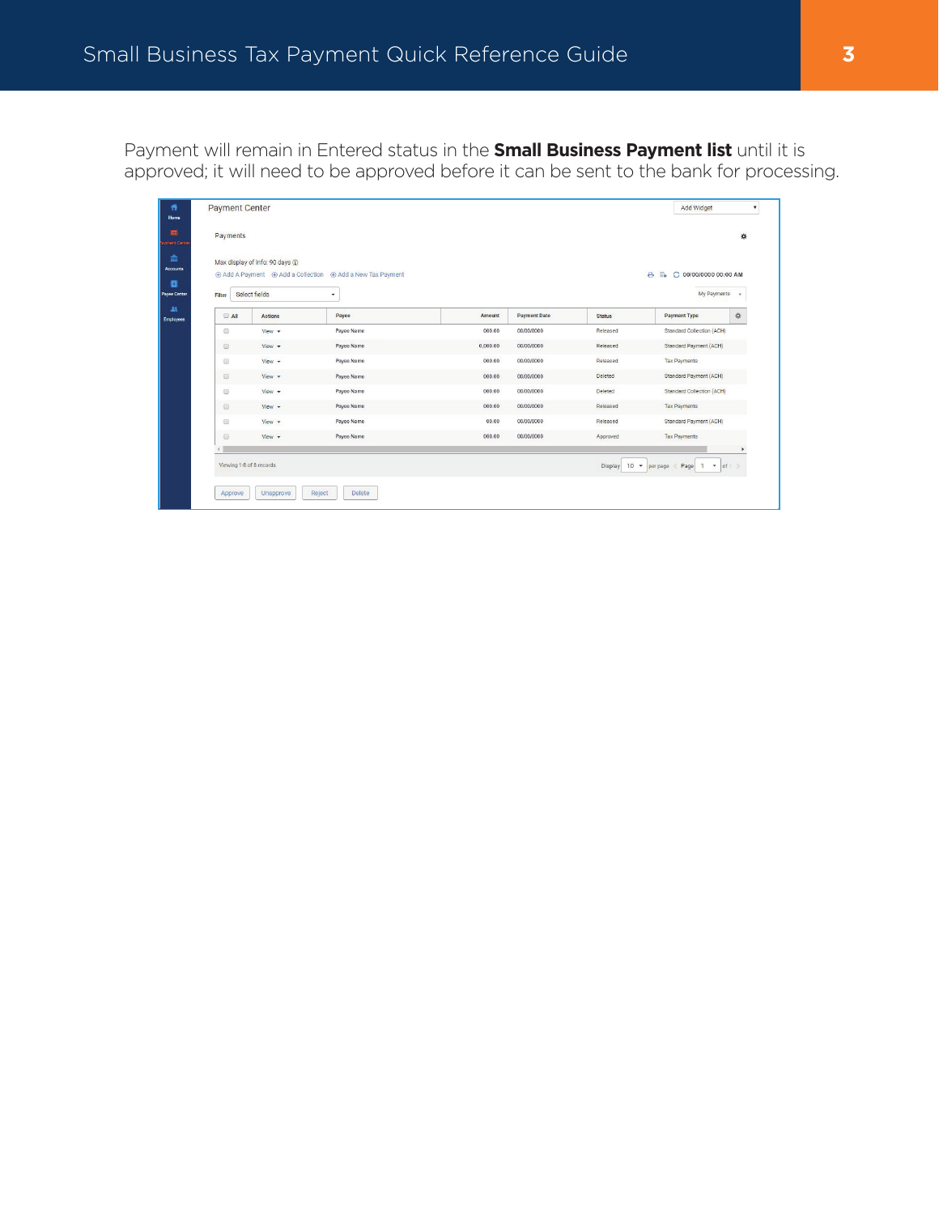Payment will remain in Entered status in the **Small Business Payment list** until it is approved; it will need to be approved before it can be sent to the bank for processing.